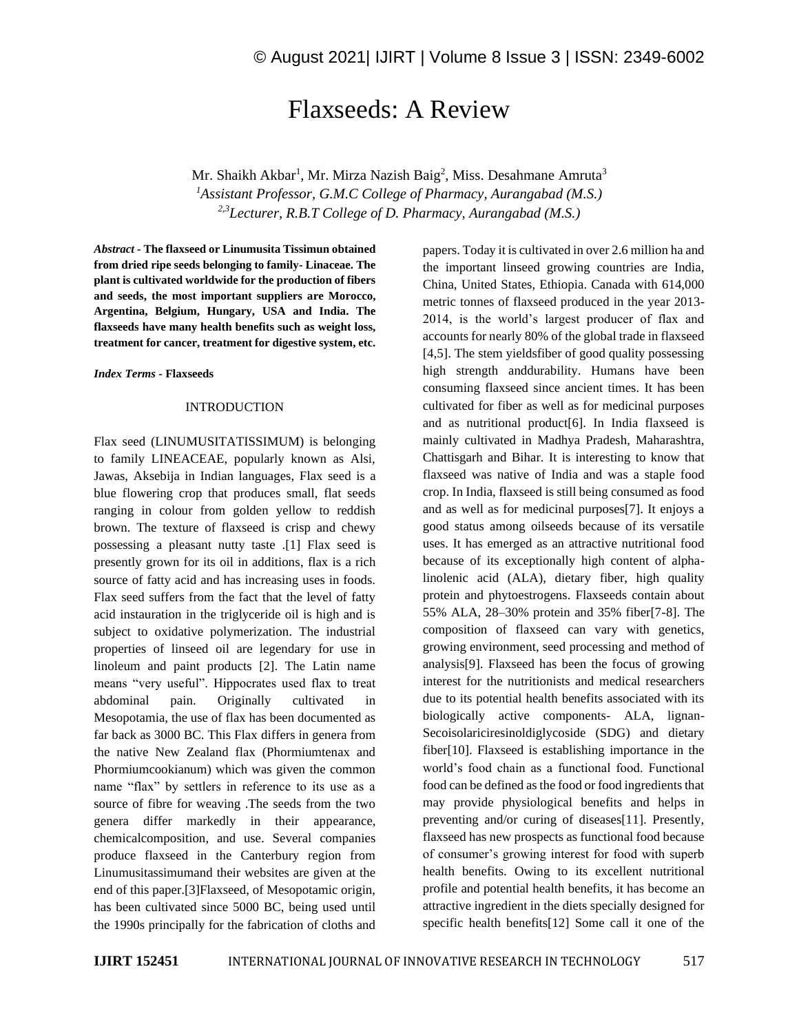# Flaxseeds: A Review

Mr. Shaikh Akbar[1], Mr. Mirza Nazish Baig[2], Miss. Desahmane Amruta[3]

[1]*Assistant Professor, G.M.C College of Pharmacy, Aurangabad (M.S.)*

[2,3]*Lecturer, R.B.T College of D. Pharmacy, Aurangabad (M.S.)*

***Abstract* - The flaxseed or Linumusita Tissimun obtained from dried ripe seeds belonging to family- Linaceae. The plant is cultivated worldwide for the production of fibers and seeds, the most important suppliers are Morocco, Argentina, Belgium, Hungary, USA and India. The flaxseeds have many health benefits such as weight loss, treatment for cancer, treatment for digestive system, etc.**

***Index Terms* - Flaxseeds**

## INTRODUCTION

Flax seed (LINUMUSITATISSIMUM) is belonging to family LINEACEAE, popularly known as Alsi, Jawas, Aksebija in Indian languages, Flax seed is a blue flowering crop that produces small, flat seeds ranging in colour from golden yellow to reddish brown. The texture of flaxseed is crisp and chewy possessing a pleasant nutty taste .[1] Flax seed is presently grown for its oil in additions, flax is a rich source of fatty acid and has increasing uses in foods. Flax seed suffers from the fact that the level of fatty acid instauration in the triglyceride oil is high and is subject to oxidative polymerization. The industrial properties of linseed oil are legendary for use in linoleum and paint products [2]. The Latin name means "very useful". Hippocrates used flax to treat abdominal pain. Originally cultivated in Mesopotamia, the use of flax has been documented as far back as 3000 BC. This Flax differs in genera from the native New Zealand flax (Phormiumtenax and Phormiumcookianum) which was given the common name "flax" by settlers in reference to its use as a source of fibre for weaving .The seeds from the two genera differ markedly in their appearance, chemicalcomposition, and use. Several companies produce flaxseed in the Canterbury region from Linumusitassimumand their websites are given at the end of this paper.[3]Flaxseed, of Mesopotamic origin, has been cultivated since 5000 BC, being used until the 1990s principally for the fabrication of cloths and papers. Today it is cultivated in over 2.6 million ha and the important linseed growing countries are India, China, United States, Ethiopia. Canada with 614,000 metric tonnes of flaxseed produced in the year 2013-2014, is the world's largest producer of flax and accounts for nearly 80% of the global trade in flaxseed [4,5]. The stem yieldsfiber of good quality possessing high strength anddurability. Humans have been consuming flaxseed since ancient times. It has been cultivated for fiber as well as for medicinal purposes and as nutritional product[6]. In India flaxseed is mainly cultivated in Madhya Pradesh, Maharashtra, Chattisgarh and Bihar. It is interesting to know that flaxseed was native of India and was a staple food crop. In India, flaxseed is still being consumed as food and as well as for medicinal purposes[7]. It enjoys a good status among oilseeds because of its versatile uses. It has emerged as an attractive nutritional food because of its exceptionally high content of alpha-linolenic acid (ALA), dietary fiber, high quality protein and phytoestrogens. Flaxseeds contain about 55% ALA, 28–30% protein and 35% fiber[7-8]. The composition of flaxseed can vary with genetics, growing environment, seed processing and method of analysis[9]. Flaxseed has been the focus of growing interest for the nutritionists and medical researchers due to its potential health benefits associated with its biologically active components- ALA, lignan-Secoisolariciresinoldiglycoside (SDG) and dietary fiber[10]. Flaxseed is establishing importance in the world's food chain as a functional food. Functional food can be defined as the food or food ingredients that may provide physiological benefits and helps in preventing and/or curing of diseases[11]. Presently, flaxseed has new prospects as functional food because of consumer's growing interest for food with superb health benefits. Owing to its excellent nutritional profile and potential health benefits, it has become an attractive ingredient in the diets specially designed for specific health benefits[12] Some call it one of the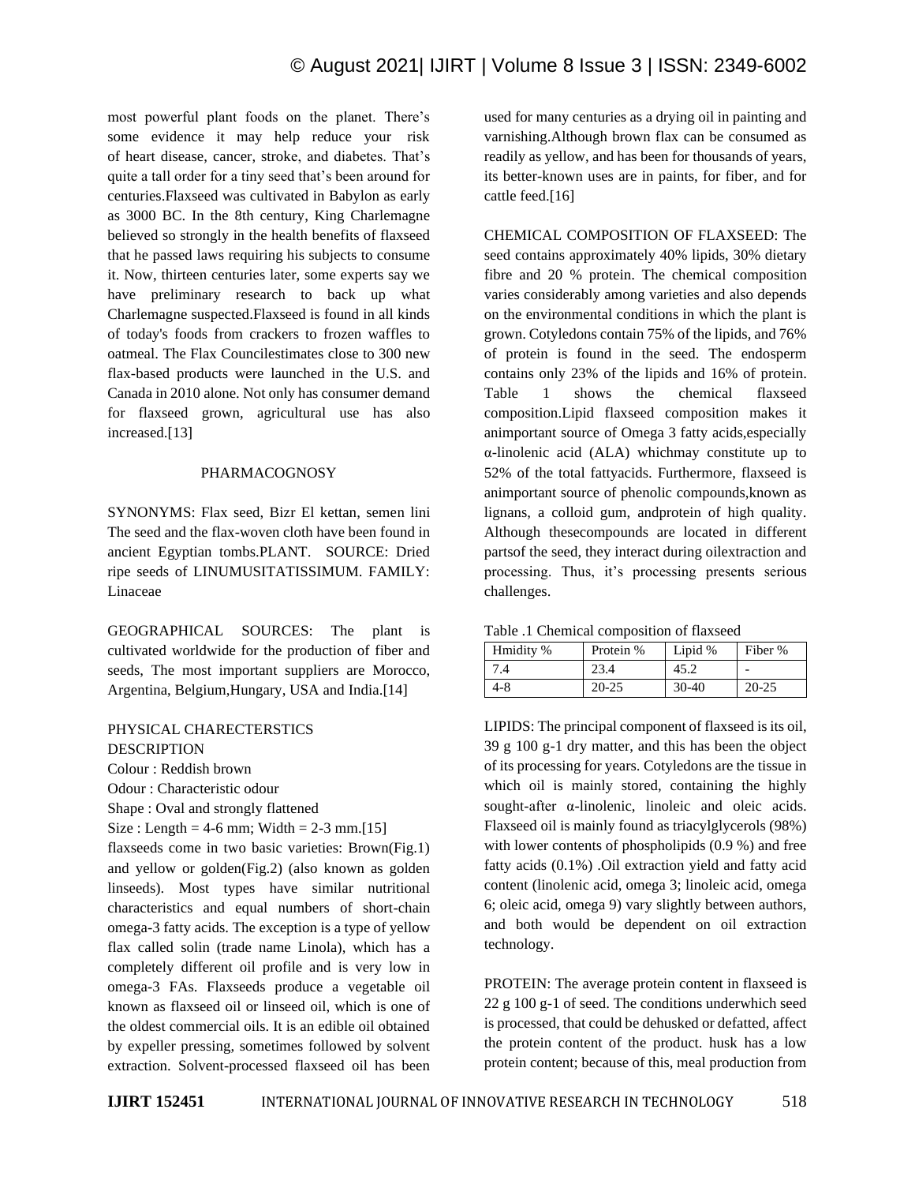most powerful plant foods on the planet. There's some evidence it may help reduce your risk of heart disease, cancer, stroke, and diabetes. That's quite a tall order for a tiny seed that's been around for centuries.Flaxseed was cultivated in Babylon as early as 3000 BC. In the 8th century, King Charlemagne believed so strongly in the health benefits of flaxseed that he passed laws requiring his subjects to consume it. Now, thirteen centuries later, some experts say we have preliminary research to back up what Charlemagne suspected.Flaxseed is found in all kinds of today's foods from crackers to frozen waffles to oatmeal. The Flax Councilestimates close to 300 new flax-based products were launched in the U.S. and Canada in 2010 alone. Not only has consumer demand for flaxseed grown, agricultural use has also increased.[13]

## PHARMACOGNOSY

SYNONYMS: Flax seed, Bizr El kettan, semen lini The seed and the flax-woven cloth have been found in ancient Egyptian tombs.PLANT SOURCE: Dried ripe seeds of LINUMUSITATISSIMUM. FAMILY: Linaceae

GEOGRAPHICAL SOURCES: The plant is cultivated worldwide for the production of fiber and seeds, The most important suppliers are Morocco, Argentina, Belgium,Hungary, USA and India.[14]

PHYSICAL CHARECTERSTICS

DESCRIPTION

Colour : Reddish brown

Odour : Characteristic odour

Shape : Oval and strongly flattened

Size : Length = 4-6 mm; Width = 2-3 mm.[15]

flaxseeds come in two basic varieties: Brown(Fig.1) and yellow or golden(Fig.2) (also known as golden linseeds). Most types have similar nutritional characteristics and equal numbers of short-chain omega-3 fatty acids. The exception is a type of yellow flax called solin (trade name Linola), which has a completely different oil profile and is very low in omega-3 FAs. Flaxseeds produce a vegetable oil known as flaxseed oil or linseed oil, which is one of the oldest commercial oils. It is an edible oil obtained by expeller pressing, sometimes followed by solvent extraction. Solvent-processed flaxseed oil has been used for many centuries as a drying oil in painting and varnishing.Although brown flax can be consumed as readily as yellow, and has been for thousands of years, its better-known uses are in paints, for fiber, and for cattle feed.[16]

CHEMICAL COMPOSITION OF FLAXSEED: The seed contains approximately 40% lipids, 30% dietary fibre and 20 % protein. The chemical composition varies considerably among varieties and also depends on the environmental conditions in which the plant is grown. Cotyledons contain 75% of the lipids, and 76% of protein is found in the seed. The endosperm contains only 23% of the lipids and 16% of protein. Table 1 shows the chemical flaxseed composition.Lipid flaxseed composition makes it animportant source of Omega 3 fatty acids,especially α-linolenic acid (ALA) whichmay constitute up to 52% of the total fattyacids. Furthermore, flaxseed is animportant source of phenolic compounds,known as lignans, a colloid gum, andprotein of high quality. Although thesecompounds are located in different partsof the seed, they interact during oilextraction and processing. Thus, it's processing presents serious challenges.

Table .1 Chemical composition of flaxseed

| Hmidity % | Protein % | Lipid % | Fiber % |
|---|---|---|---|
| 7.4 | 23.4 | 45.2 | - |
| 4-8 | 20-25 | 30-40 | 20-25 |

LIPIDS: The principal component of flaxseed is its oil, 39 g 100 g-1 dry matter, and this has been the object of its processing for years. Cotyledons are the tissue in which oil is mainly stored, containing the highly sought-after α-linolenic, linoleic and oleic acids. Flaxseed oil is mainly found as triacylglycerols (98%) with lower contents of phospholipids (0.9 %) and free fatty acids (0.1%) .Oil extraction yield and fatty acid content (linolenic acid, omega 3; linoleic acid, omega 6; oleic acid, omega 9) vary slightly between authors, and both would be dependent on oil extraction technology.

PROTEIN: The average protein content in flaxseed is 22 g 100 g-1 of seed. The conditions underwhich seed is processed, that could be dehusked or defatted, affect the protein content of the product. husk has a low protein content; because of this, meal production from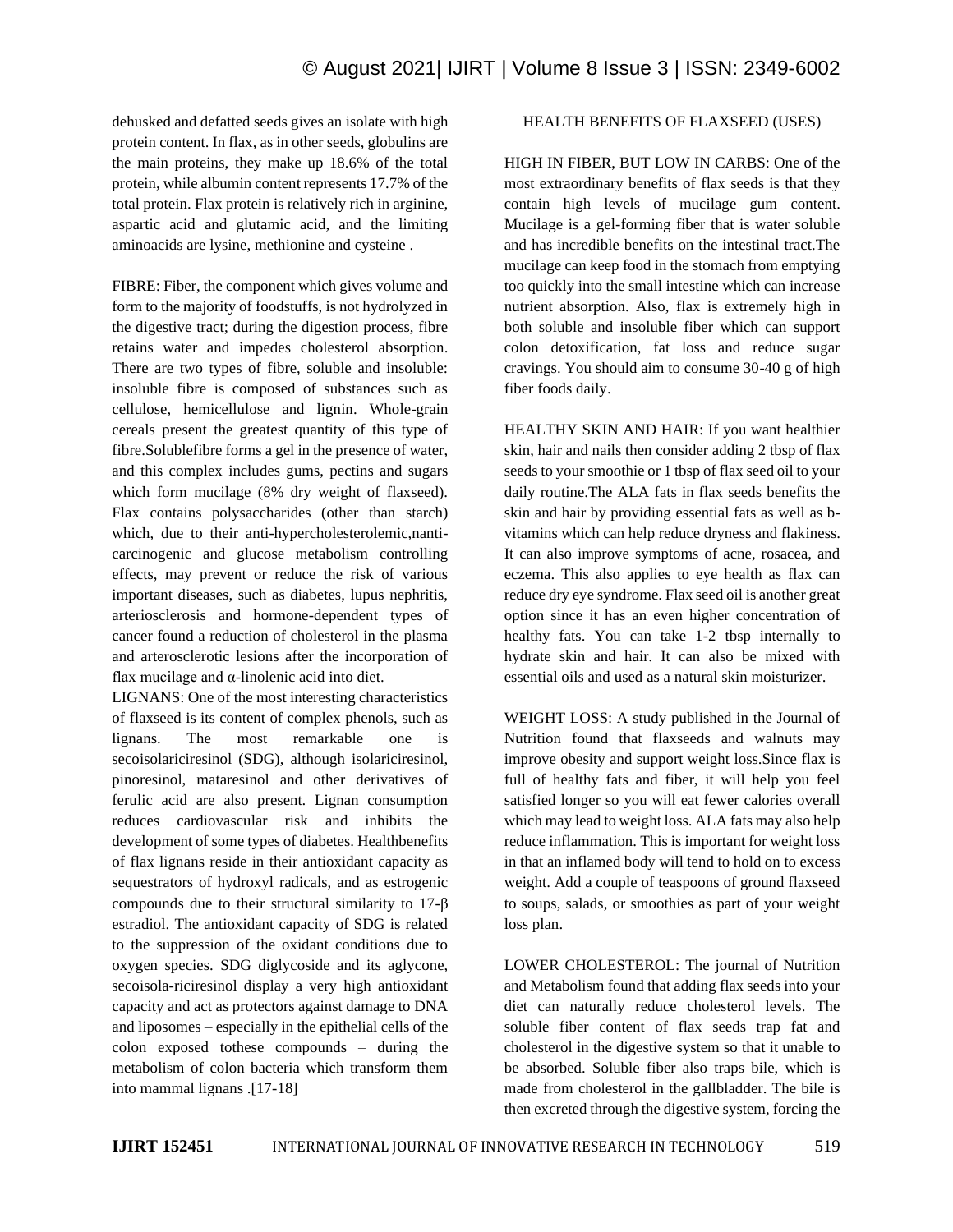dehusked and defatted seeds gives an isolate with high protein content. In flax, as in other seeds, globulins are the main proteins, they make up 18.6% of the total protein, while albumin content represents 17.7% of the total protein. Flax protein is relatively rich in arginine, aspartic acid and glutamic acid, and the limiting aminoacids are lysine, methionine and cysteine .

FIBRE: Fiber, the component which gives volume and form to the majority of foodstuffs, is not hydrolyzed in the digestive tract; during the digestion process, fibre retains water and impedes cholesterol absorption. There are two types of fibre, soluble and insoluble: insoluble fibre is composed of substances such as cellulose, hemicellulose and lignin. Whole-grain cereals present the greatest quantity of this type of fibre.Solublefibre forms a gel in the presence of water, and this complex includes gums, pectins and sugars which form mucilage (8% dry weight of flaxseed). Flax contains polysaccharides (other than starch) which, due to their anti-hypercholesterolemic,nanti-carcinogenic and glucose metabolism controlling effects, may prevent or reduce the risk of various important diseases, such as diabetes, lupus nephritis, arteriosclerosis and hormone-dependent types of cancer found a reduction of cholesterol in the plasma and arterosclerotic lesions after the incorporation of flax mucilage and α-linolenic acid into diet.

LIGNANS: One of the most interesting characteristics of flaxseed is its content of complex phenols, such as lignans. The most remarkable one is secoisolariciresinol (SDG), although isolariciresinol, pinoresinol, mataresinol and other derivatives of ferulic acid are also present. Lignan consumption reduces cardiovascular risk and inhibits the development of some types of diabetes. Healthbenefits of flax lignans reside in their antioxidant capacity as sequestrators of hydroxyl radicals, and as estrogenic compounds due to their structural similarity to 17-β estradiol. The antioxidant capacity of SDG is related to the suppression of the oxidant conditions due to oxygen species. SDG diglycoside and its aglycone, secoisola-riciresinol display a very high antioxidant capacity and act as protectors against damage to DNA and liposomes – especially in the epithelial cells of the colon exposed tothese compounds – during the metabolism of colon bacteria which transform them into mammal lignans .[17-18]

## HEALTH BENEFITS OF FLAXSEED (USES)

HIGH IN FIBER, BUT LOW IN CARBS: One of the most extraordinary benefits of flax seeds is that they contain high levels of mucilage gum content. Mucilage is a gel-forming fiber that is water soluble and has incredible benefits on the intestinal tract.The mucilage can keep food in the stomach from emptying too quickly into the small intestine which can increase nutrient absorption. Also, flax is extremely high in both soluble and insoluble fiber which can support colon detoxification, fat loss and reduce sugar cravings. You should aim to consume 30-40 g of high fiber foods daily.

HEALTHY SKIN AND HAIR: If you want healthier skin, hair and nails then consider adding 2 tbsp of flax seeds to your smoothie or 1 tbsp of flax seed oil to your daily routine.The ALA fats in flax seeds benefits the skin and hair by providing essential fats as well as b-vitamins which can help reduce dryness and flakiness. It can also improve symptoms of acne, rosacea, and eczema. This also applies to eye health as flax can reduce dry eye syndrome. Flax seed oil is another great option since it has an even higher concentration of healthy fats. You can take 1-2 tbsp internally to hydrate skin and hair. It can also be mixed with essential oils and used as a natural skin moisturizer.

WEIGHT LOSS: A study published in the Journal of Nutrition found that flaxseeds and walnuts may improve obesity and support weight loss.Since flax is full of healthy fats and fiber, it will help you feel satisfied longer so you will eat fewer calories overall which may lead to weight loss. ALA fats may also help reduce inflammation. This is important for weight loss in that an inflamed body will tend to hold on to excess weight. Add a couple of teaspoons of ground flaxseed to soups, salads, or smoothies as part of your weight loss plan.

LOWER CHOLESTEROL: The journal of Nutrition and Metabolism found that adding flax seeds into your diet can naturally reduce cholesterol levels. The soluble fiber content of flax seeds trap fat and cholesterol in the digestive system so that it unable to be absorbed. Soluble fiber also traps bile, which is made from cholesterol in the gallbladder. The bile is then excreted through the digestive system, forcing the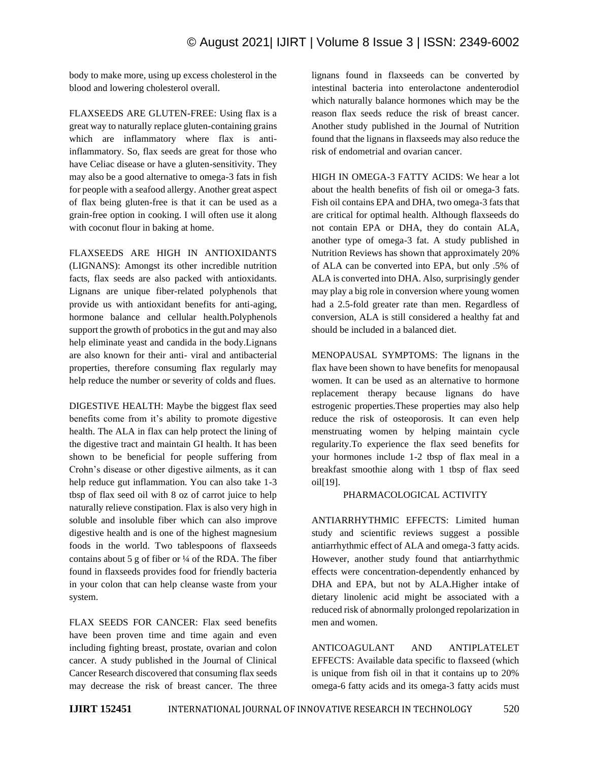body to make more, using up excess cholesterol in the blood and lowering cholesterol overall.

FLAXSEEDS ARE GLUTEN-FREE: Using flax is a great way to naturally replace gluten-containing grains which are inflammatory where flax is anti-inflammatory. So, flax seeds are great for those who have Celiac disease or have a gluten-sensitivity. They may also be a good alternative to omega-3 fats in fish for people with a seafood allergy. Another great aspect of flax being gluten-free is that it can be used as a grain-free option in cooking. I will often use it along with coconut flour in baking at home.

FLAXSEEDS ARE HIGH IN ANTIOXIDANTS (LIGNANS): Amongst its other incredible nutrition facts, flax seeds are also packed with antioxidants. Lignans are unique fiber-related polyphenols that provide us with antioxidant benefits for anti-aging, hormone balance and cellular health.Polyphenols support the growth of probotics in the gut and may also help eliminate yeast and candida in the body.Lignans are also known for their anti- viral and antibacterial properties, therefore consuming flax regularly may help reduce the number or severity of colds and flues.

DIGESTIVE HEALTH: Maybe the biggest flax seed benefits come from it's ability to promote digestive health. The ALA in flax can help protect the lining of the digestive tract and maintain GI health. It has been shown to be beneficial for people suffering from Crohn's disease or other digestive ailments, as it can help reduce gut inflammation. You can also take 1-3 tbsp of flax seed oil with 8 oz of carrot juice to help naturally relieve constipation. Flax is also very high in soluble and insoluble fiber which can also improve digestive health and is one of the highest magnesium foods in the world. Two tablespoons of flaxseeds contains about 5 g of fiber or ¼ of the RDA. The fiber found in flaxseeds provides food for friendly bacteria in your colon that can help cleanse waste from your system.

FLAX SEEDS FOR CANCER: Flax seed benefits have been proven time and time again and even including fighting breast, prostate, ovarian and colon cancer. A study published in the Journal of Clinical Cancer Research discovered that consuming flax seeds may decrease the risk of breast cancer. The three lignans found in flaxseeds can be converted by intestinal bacteria into enterolactone andenterodiol which naturally balance hormones which may be the reason flax seeds reduce the risk of breast cancer. Another study published in the Journal of Nutrition found that the lignans in flaxseeds may also reduce the risk of endometrial and ovarian cancer.

HIGH IN OMEGA-3 FATTY ACIDS: We hear a lot about the health benefits of fish oil or omega-3 fats. Fish oil contains EPA and DHA, two omega-3 fats that are critical for optimal health. Although flaxseeds do not contain EPA or DHA, they do contain ALA, another type of omega-3 fat. A study published in Nutrition Reviews has shown that approximately 20% of ALA can be converted into EPA, but only .5% of ALA is converted into DHA. Also, surprisingly gender may play a big role in conversion where young women had a 2.5-fold greater rate than men. Regardless of conversion, ALA is still considered a healthy fat and should be included in a balanced diet.

MENOPAUSAL SYMPTOMS: The lignans in the flax have been shown to have benefits for menopausal women. It can be used as an alternative to hormone replacement therapy because lignans do have estrogenic properties.These properties may also help reduce the risk of osteoporosis. It can even help menstruating women by helping maintain cycle regularity.To experience the flax seed benefits for your hormones include 1-2 tbsp of flax meal in a breakfast smoothie along with 1 tbsp of flax seed oil[19].

## PHARMACOLOGICAL ACTIVITY

ANTIARRHYTHMIC EFFECTS: Limited human study and scientific reviews suggest a possible antiarrhythmic effect of ALA and omega-3 fatty acids. However, another study found that antiarrhythmic effects were concentration-dependently enhanced by DHA and EPA, but not by ALA.Higher intake of dietary linolenic acid might be associated with a reduced risk of abnormally prolonged repolarization in men and women.

ANTICOAGULANT AND ANTIPLATELET EFFECTS: Available data specific to flaxseed (which is unique from fish oil in that it contains up to 20% omega-6 fatty acids and its omega-3 fatty acids must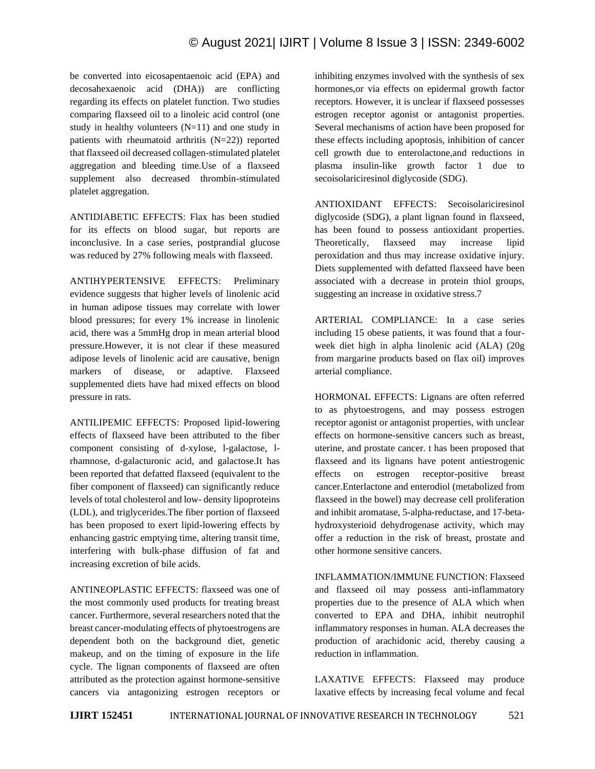be converted into eicosapentaenoic acid (EPA) and decosahexaenoic acid (DHA)) are conflicting regarding its effects on platelet function. Two studies comparing flaxseed oil to a linoleic acid control (one study in healthy volunteers (N=11) and one study in patients with rheumatoid arthritis (N=22)) reported that flaxseed oil decreased collagen-stimulated platelet aggregation and bleeding time.Use of a flaxseed supplement also decreased thrombin-stimulated platelet aggregation.

ANTIDIABETIC EFFECTS: Flax has been studied for its effects on blood sugar, but reports are inconclusive. In a case series, postprandial glucose was reduced by 27% following meals with flaxseed.

ANTIHYPERTENSIVE EFFECTS: Preliminary evidence suggests that higher levels of linolenic acid in human adipose tissues may correlate with lower blood pressures; for every 1% increase in linolenic acid, there was a 5mmHg drop in mean arterial blood pressure.However, it is not clear if these measured adipose levels of linolenic acid are causative, benign markers of disease, or adaptive. Flaxseed supplemented diets have had mixed effects on blood pressure in rats.

ANTILIPEMIC EFFECTS: Proposed lipid-lowering effects of flaxseed have been attributed to the fiber component consisting of d-xylose, l-galactose, l-rhamnose, d-galacturonic acid, and galactose.It has been reported that defatted flaxseed (equivalent to the fiber component of flaxseed) can significantly reduce levels of total cholesterol and low- density lipoproteins (LDL), and triglycerides.The fiber portion of flaxseed has been proposed to exert lipid-lowering effects by enhancing gastric emptying time, altering transit time, interfering with bulk-phase diffusion of fat and increasing excretion of bile acids.

ANTINEOPLASTIC EFFECTS: flaxseed was one of the most commonly used products for treating breast cancer. Furthermore, several researchers noted that the breast cancer-modulating effects of phytoestrogens are dependent both on the background diet, genetic makeup, and on the timing of exposure in the life cycle. The lignan components of flaxseed are often attributed as the protection against hormone-sensitive cancers via antagonizing estrogen receptors or inhibiting enzymes involved with the synthesis of sex hormones,or via effects on epidermal growth factor receptors. However, it is unclear if flaxseed possesses estrogen receptor agonist or antagonist properties. Several mechanisms of action have been proposed for these effects including apoptosis, inhibition of cancer cell growth due to enterolactone,and reductions in plasma insulin-like growth factor 1 due to secoisolariciresinol diglycoside (SDG).

ANTIOXIDANT EFFECTS: Secoisolariciresinol diglycoside (SDG), a plant lignan found in flaxseed, has been found to possess antioxidant properties. Theoretically, flaxseed may increase lipid peroxidation and thus may increase oxidative injury. Diets supplemented with defatted flaxseed have been associated with a decrease in protein thiol groups, suggesting an increase in oxidative stress.7

ARTERIAL COMPLIANCE: In a case series including 15 obese patients, it was found that a four-week diet high in alpha linolenic acid (ALA) (20g from margarine products based on flax oil) improves arterial compliance.

HORMONAL EFFECTS: Lignans are often referred to as phytoestrogens, and may possess estrogen receptor agonist or antagonist properties, with unclear effects on hormone-sensitive cancers such as breast, uterine, and prostate cancer. t has been proposed that flaxseed and its lignans have potent antiestrogenic effects on estrogen receptor-positive breast cancer.Enterlactone and enterodiol (metabolized from flaxseed in the bowel) may decrease cell proliferation and inhibit aromatase, 5-alpha-reductase, and 17-beta-hydroxysterioid dehydrogenase activity, which may offer a reduction in the risk of breast, prostate and other hormone sensitive cancers.

INFLAMMATION/IMMUNE FUNCTION: Flaxseed and flaxseed oil may possess anti-inflammatory properties due to the presence of ALA which when converted to EPA and DHA, inhibit neutrophil inflammatory responses in human. ALA decreases the production of arachidonic acid, thereby causing a reduction in inflammation.

LAXATIVE EFFECTS: Flaxseed may produce laxative effects by increasing fecal volume and fecal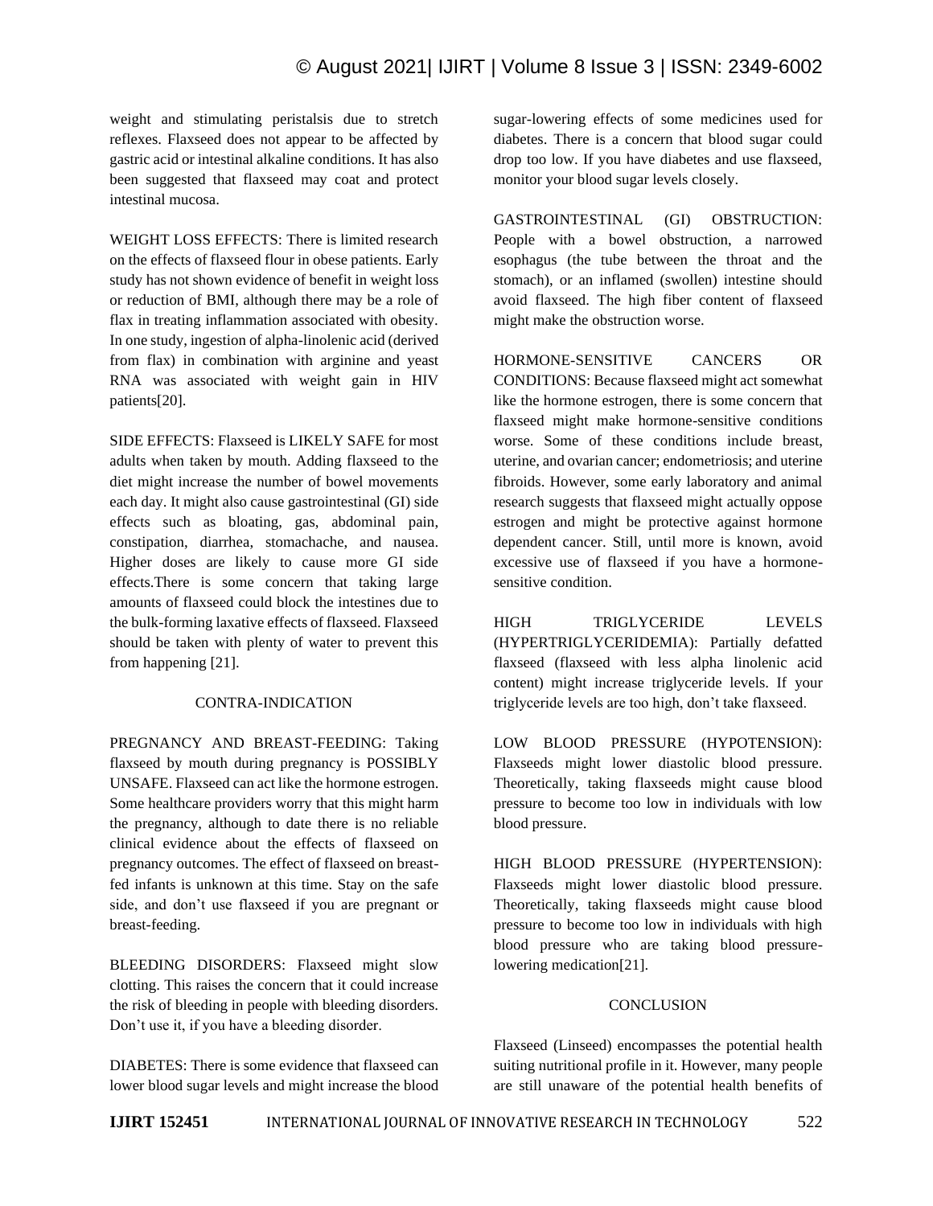weight and stimulating peristalsis due to stretch reflexes. Flaxseed does not appear to be affected by gastric acid or intestinal alkaline conditions. It has also been suggested that flaxseed may coat and protect intestinal mucosa.

WEIGHT LOSS EFFECTS: There is limited research on the effects of flaxseed flour in obese patients. Early study has not shown evidence of benefit in weight loss or reduction of BMI, although there may be a role of flax in treating inflammation associated with obesity. In one study, ingestion of alpha-linolenic acid (derived from flax) in combination with arginine and yeast RNA was associated with weight gain in HIV patients[20].

SIDE EFFECTS: Flaxseed is LIKELY SAFE for most adults when taken by mouth. Adding flaxseed to the diet might increase the number of bowel movements each day. It might also cause gastrointestinal (GI) side effects such as bloating, gas, abdominal pain, constipation, diarrhea, stomachache, and nausea. Higher doses are likely to cause more GI side effects.There is some concern that taking large amounts of flaxseed could block the intestines due to the bulk-forming laxative effects of flaxseed. Flaxseed should be taken with plenty of water to prevent this from happening [21].

## CONTRA-INDICATION

PREGNANCY AND BREAST-FEEDING: Taking flaxseed by mouth during pregnancy is POSSIBLY UNSAFE. Flaxseed can act like the hormone estrogen. Some healthcare providers worry that this might harm the pregnancy, although to date there is no reliable clinical evidence about the effects of flaxseed on pregnancy outcomes. The effect of flaxseed on breast-fed infants is unknown at this time. Stay on the safe side, and don't use flaxseed if you are pregnant or breast-feeding.

BLEEDING DISORDERS: Flaxseed might slow clotting. This raises the concern that it could increase the risk of bleeding in people with bleeding disorders. Don't use it, if you have a bleeding disorder.

DIABETES: There is some evidence that flaxseed can lower blood sugar levels and might increase the blood sugar-lowering effects of some medicines used for diabetes. There is a concern that blood sugar could drop too low. If you have diabetes and use flaxseed, monitor your blood sugar levels closely.

GASTROINTESTINAL (GI) OBSTRUCTION: People with a bowel obstruction, a narrowed esophagus (the tube between the throat and the stomach), or an inflamed (swollen) intestine should avoid flaxseed. The high fiber content of flaxseed might make the obstruction worse.

HORMONE-SENSITIVE CANCERS OR CONDITIONS: Because flaxseed might act somewhat like the hormone estrogen, there is some concern that flaxseed might make hormone-sensitive conditions worse. Some of these conditions include breast, uterine, and ovarian cancer; endometriosis; and uterine fibroids. However, some early laboratory and animal research suggests that flaxseed might actually oppose estrogen and might be protective against hormone dependent cancer. Still, until more is known, avoid excessive use of flaxseed if you have a hormone-sensitive condition.

HIGH TRIGLYCERIDE LEVELS (HYPERTRIGLYCERIDEMIA): Partially defatted flaxseed (flaxseed with less alpha linolenic acid content) might increase triglyceride levels. If your triglyceride levels are too high, don't take flaxseed.

LOW BLOOD PRESSURE (HYPOTENSION): Flaxseeds might lower diastolic blood pressure. Theoretically, taking flaxseeds might cause blood pressure to become too low in individuals with low blood pressure.

HIGH BLOOD PRESSURE (HYPERTENSION): Flaxseeds might lower diastolic blood pressure. Theoretically, taking flaxseeds might cause blood pressure to become too low in individuals with high blood pressure who are taking blood pressure-lowering medication[21].

## CONCLUSION

Flaxseed (Linseed) encompasses the potential health suiting nutritional profile in it. However, many people are still unaware of the potential health benefits of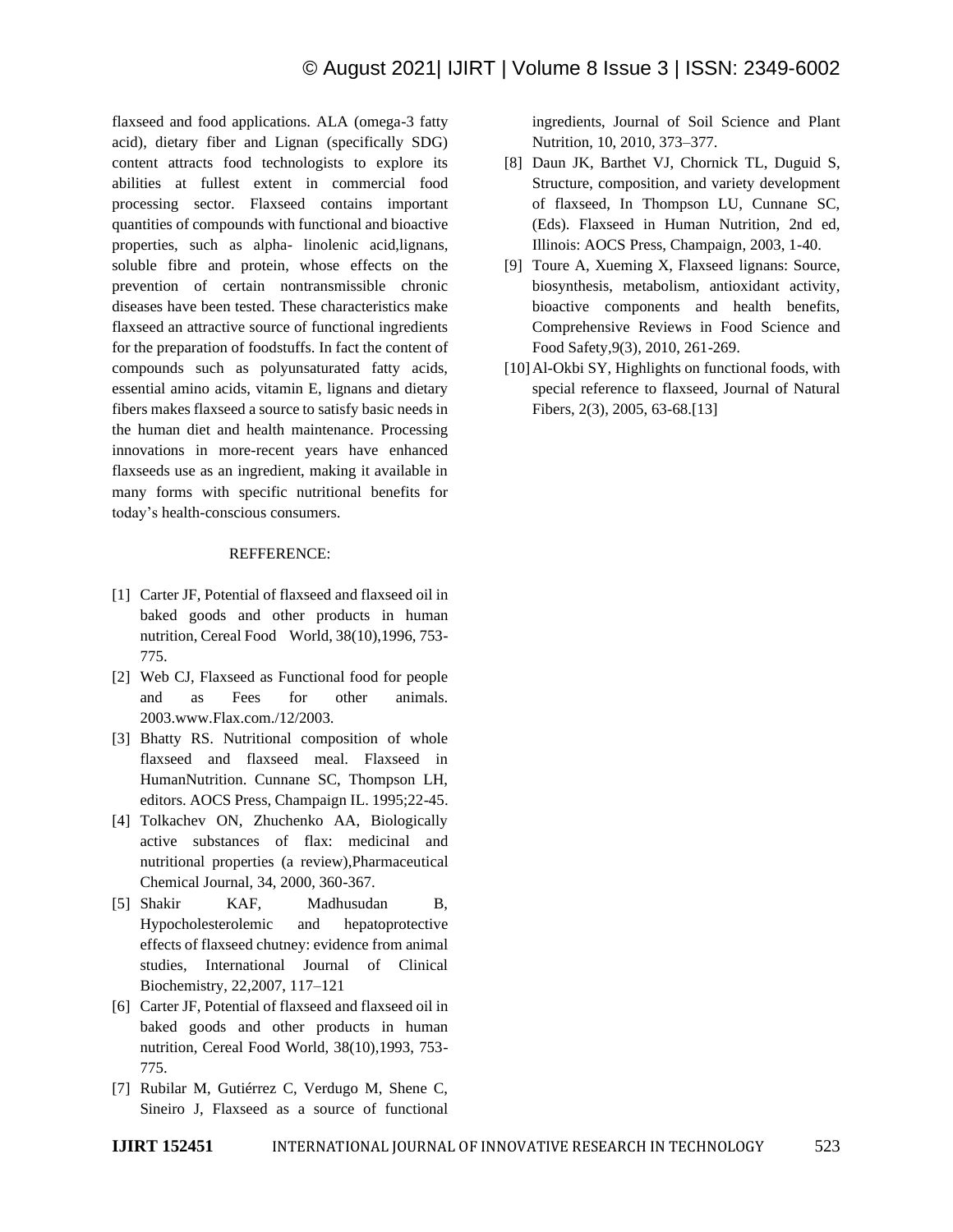flaxseed and food applications. ALA (omega-3 fatty acid), dietary fiber and Lignan (specifically SDG) content attracts food technologists to explore its abilities at fullest extent in commercial food processing sector. Flaxseed contains important quantities of compounds with functional and bioactive properties, such as alpha- linolenic acid,lignans, soluble fibre and protein, whose effects on the prevention of certain nontransmissible chronic diseases have been tested. These characteristics make flaxseed an attractive source of functional ingredients for the preparation of foodstuffs. In fact the content of compounds such as polyunsaturated fatty acids, essential amino acids, vitamin E, lignans and dietary fibers makes flaxseed a source to satisfy basic needs in the human diet and health maintenance. Processing innovations in more-recent years have enhanced flaxseeds use as an ingredient, making it available in many forms with specific nutritional benefits for today's health-conscious consumers.

## REFFERENCE:

[1] Carter JF, Potential of flaxseed and flaxseed oil in baked goods and other products in human nutrition, Cereal Food World, 38(10),1996, 753-775.

[2] Web CJ, Flaxseed as Functional food for people and as Fees for other animals. 2003.www.Flax.com./12/2003.

[3] Bhatty RS. Nutritional composition of whole flaxseed and flaxseed meal. Flaxseed in HumanNutrition. Cunnane SC, Thompson LH, editors. AOCS Press, Champaign IL. 1995;22-45.

[4] Tolkachev ON, Zhuchenko AA, Biologically active substances of flax: medicinal and nutritional properties (a review),Pharmaceutical Chemical Journal, 34, 2000, 360-367.

[5] Shakir KAF, Madhusudan B, Hypocholesterolemic and hepatoprotective effects of flaxseed chutney: evidence from animal studies, International Journal of Clinical Biochemistry, 22,2007, 117–121

[6] Carter JF, Potential of flaxseed and flaxseed oil in baked goods and other products in human nutrition, Cereal Food World, 38(10),1993, 753-775.

[7] Rubilar M, Gutiérrez C, Verdugo M, Shene C, Sineiro J, Flaxseed as a source of functional ingredients, Journal of Soil Science and Plant Nutrition, 10, 2010, 373–377.

[8] Daun JK, Barthet VJ, Chornick TL, Duguid S, Structure, composition, and variety development of flaxseed, In Thompson LU, Cunnane SC, (Eds). Flaxseed in Human Nutrition, 2nd ed, Illinois: AOCS Press, Champaign, 2003, 1-40.

[9] Toure A, Xueming X, Flaxseed lignans: Source, biosynthesis, metabolism, antioxidant activity, bioactive components and health benefits, Comprehensive Reviews in Food Science and Food Safety,9(3), 2010, 261-269.

[10] Al-Okbi SY, Highlights on functional foods, with special reference to flaxseed, Journal of Natural Fibers, 2(3), 2005, 63-68.[13]